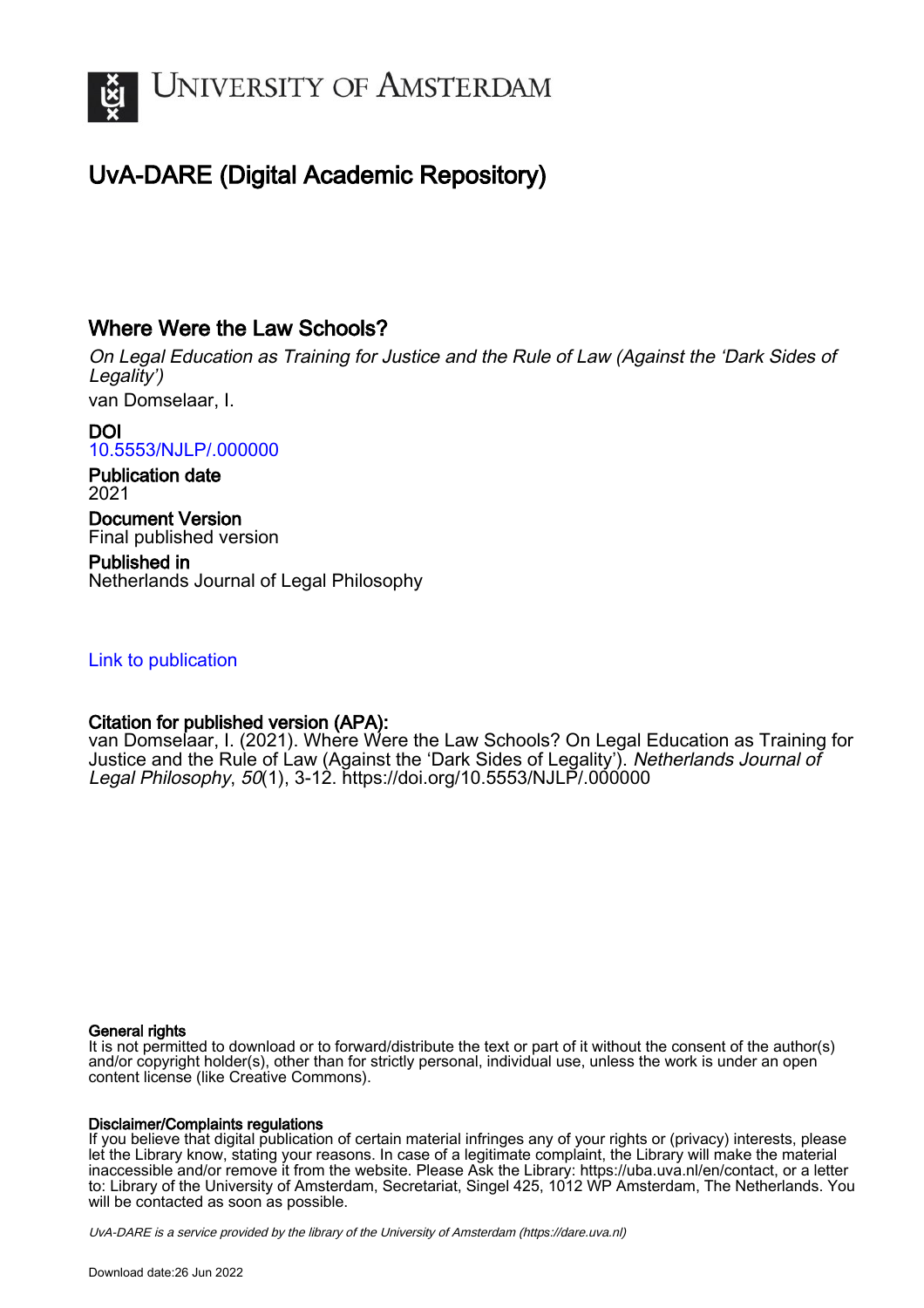# UvA-DARE (Digital Academic Repository)

## Where Were the Law Schools?

*On Legal Education as Training for Justice and the Rule of Law (Against the 'Dark Sides of Legality')*

van Domselaar, I.

**DOI**
10.5553/NJLP/.000000

**Publication date**
2021

**Document Version**
Final published version

**Published in**
Netherlands Journal of Legal Philosophy

Link to publication

**Citation for published version (APA):**
van Domselaar, I. (2021). Where Were the Law Schools? On Legal Education as Training for Justice and the Rule of Law (Against the 'Dark Sides of Legality'). *Netherlands Journal of Legal Philosophy*, *50*(1), 3-12. https://doi.org/10.5553/NJLP/.000000

**General rights**
It is not permitted to download or to forward/distribute the text or part of it without the consent of the author(s) and/or copyright holder(s), other than for strictly personal, individual use, unless the work is under an open content license (like Creative Commons).

**Disclaimer/Complaints regulations**
If you believe that digital publication of certain material infringes any of your rights or (privacy) interests, please let the Library know, stating your reasons. In case of a legitimate complaint, the Library will make the material inaccessible and/or remove it from the website. Please Ask the Library: https://uba.uva.nl/en/contact, or a letter to: Library of the University of Amsterdam, Secretariat, Singel 425, 1012 WP Amsterdam, The Netherlands. You will be contacted as soon as possible.

*UvA-DARE is a service provided by the library of the University of Amsterdam (https://dare.uva.nl)*

Download date:26 Jun 2022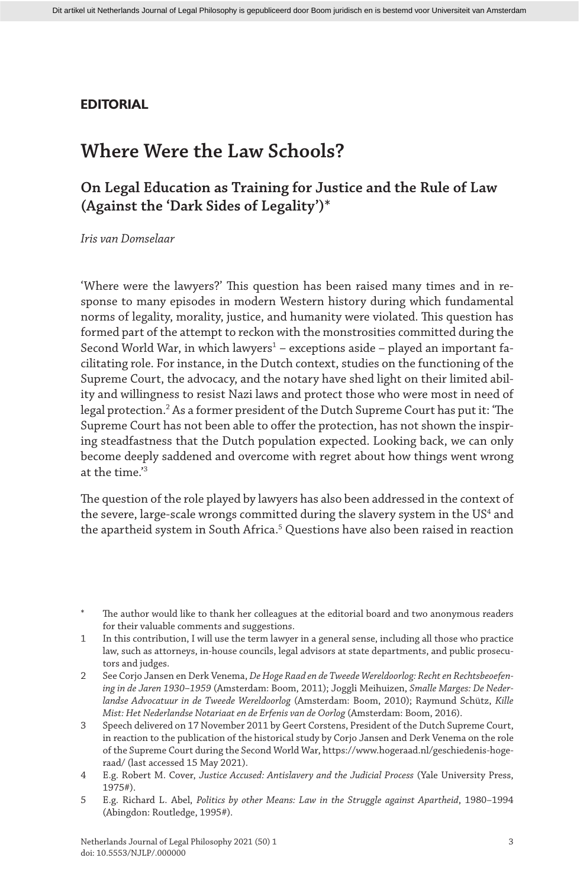**EDITORIAL**

# Where Were the Law Schools?

## On Legal Education as Training for Justice and the Rule of Law (Against the 'Dark Sides of Legality')*

*Iris van Domselaar*

'Where were the lawyers?' This question has been raised many times and in response to many episodes in modern Western history during which fundamental norms of legality, morality, justice, and humanity were violated. This question has formed part of the attempt to reckon with the monstrosities committed during the Second World War, in which lawyers[1] – exceptions aside – played an important facilitating role. For instance, in the Dutch context, studies on the functioning of the Supreme Court, the advocacy, and the notary have shed light on their limited ability and willingness to resist Nazi laws and protect those who were most in need of legal protection.[2] As a former president of the Dutch Supreme Court has put it: 'The Supreme Court has not been able to offer the protection, has not shown the inspiring steadfastness that the Dutch population expected. Looking back, we can only become deeply saddened and overcome with regret about how things went wrong at the time.'[3]

The question of the role played by lawyers has also been addressed in the context of the severe, large-scale wrongs committed during the slavery system in the US[4] and the apartheid system in South Africa.[5] Questions have also been raised in reaction

---

\* The author would like to thank her colleagues at the editorial board and two anonymous readers for their valuable comments and suggestions.

1 In this contribution, I will use the term lawyer in a general sense, including all those who practice law, such as attorneys, in-house councils, legal advisors at state departments, and public prosecutors and judges.

2 See Corjo Jansen en Derk Venema, *De Hoge Raad en de Tweede Wereldoorlog: Recht en Rechtsbeoefening in de Jaren 1930–1959* (Amsterdam: Boom, 2011); Joggli Meihuizen, *Smalle Marges: De Nederlandse Advocatuur in de Tweede Wereldoorlog* (Amsterdam: Boom, 2010); Raymund Schütz, *Kille Mist: Het Nederlandse Notariaat en de Erfenis van de Oorlog* (Amsterdam: Boom, 2016).

3 Speech delivered on 17 November 2011 by Geert Corstens, President of the Dutch Supreme Court, in reaction to the publication of the historical study by Corjo Jansen and Derk Venema on the role of the Supreme Court during the Second World War, https://www.hogeraad.nl/geschiedenis-hogeraad/ (last accessed 15 May 2021).

4 E.g. Robert M. Cover, *Justice Accused: Antislavery and the Judicial Process* (Yale University Press, 1975#).

5 E.g. Richard L. Abel, *Politics by other Means: Law in the Struggle against Apartheid*, 1980–1994 (Abingdon: Routledge, 1995#).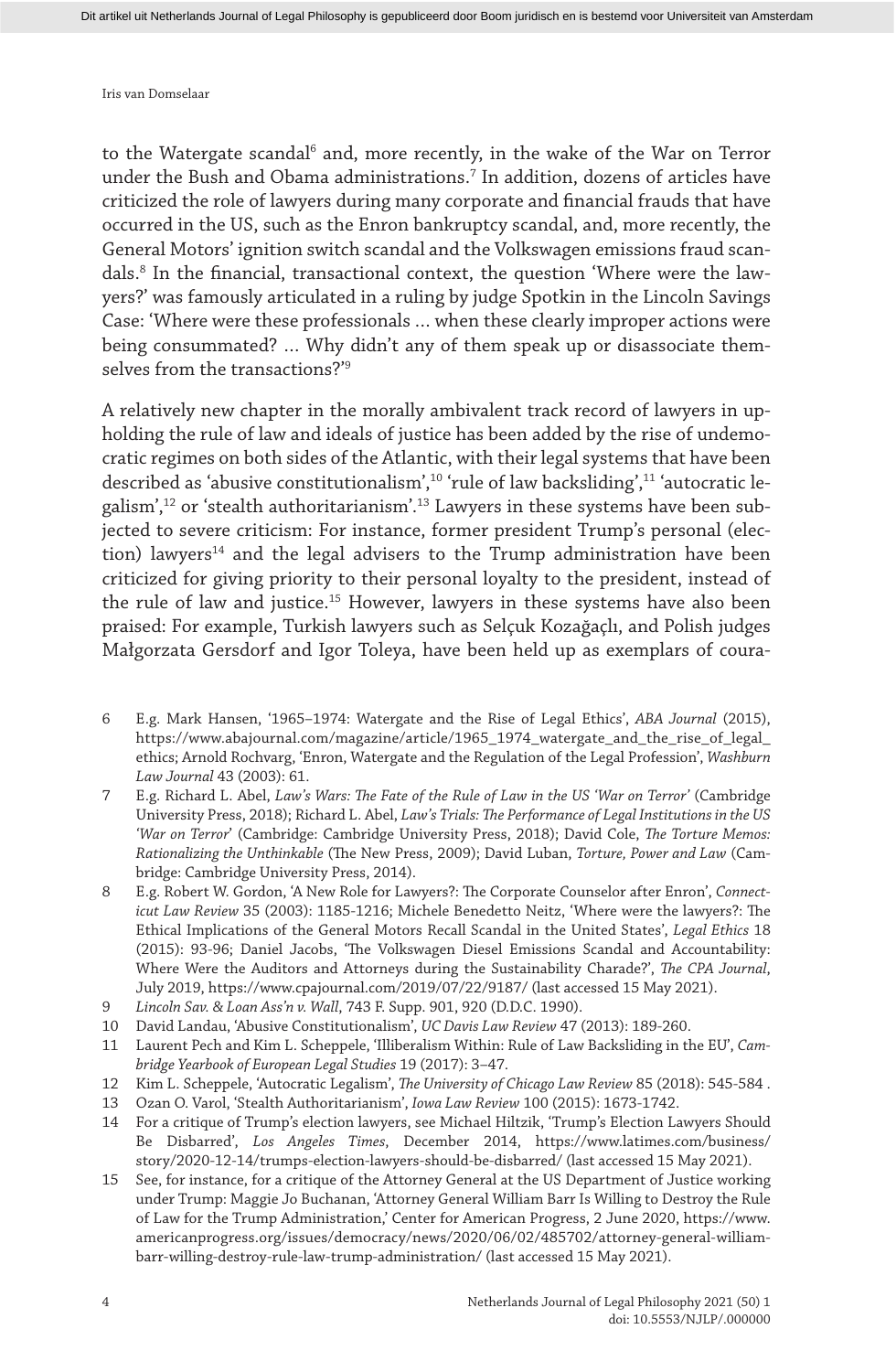to the Watergate scandal[6] and, more recently, in the wake of the War on Terror under the Bush and Obama administrations.[7] In addition, dozens of articles have criticized the role of lawyers during many corporate and financial frauds that have occurred in the US, such as the Enron bankruptcy scandal, and, more recently, the General Motors' ignition switch scandal and the Volkswagen emissions fraud scandals.[8] In the financial, transactional context, the question 'Where were the lawyers?' was famously articulated in a ruling by judge Spotkin in the Lincoln Savings Case: 'Where were these professionals … when these clearly improper actions were being consummated? … Why didn't any of them speak up or disassociate themselves from the transactions?'[9]

A relatively new chapter in the morally ambivalent track record of lawyers in upholding the rule of law and ideals of justice has been added by the rise of undemocratic regimes on both sides of the Atlantic, with their legal systems that have been described as 'abusive constitutionalism',[10] 'rule of law backsliding',[11] 'autocratic legalism',[12] or 'stealth authoritarianism'.[13] Lawyers in these systems have been subjected to severe criticism: For instance, former president Trump's personal (election) lawyers[14] and the legal advisers to the Trump administration have been criticized for giving priority to their personal loyalty to the president, instead of the rule of law and justice.[15] However, lawyers in these systems have also been praised: For example, Turkish lawyers such as Selçuk Kozağaçlı, and Polish judges Małgorzata Gersdorf and Igor Toleya, have been held up as exemplars of coura-

6 E.g. Mark Hansen, '1965–1974: Watergate and the Rise of Legal Ethics', *ABA Journal* (2015), https://www.abajournal.com/magazine/article/1965_1974_watergate_and_the_rise_of_legal_ethics; Arnold Rochvarg, 'Enron, Watergate and the Regulation of the Legal Profession', *Washburn Law Journal* 43 (2003): 61.

7 E.g. Richard L. Abel, *Law's Wars: The Fate of the Rule of Law in the US 'War on Terror'* (Cambridge University Press, 2018); Richard L. Abel, *Law's Trials: The Performance of Legal Institutions in the US 'War on Terror'* (Cambridge: Cambridge University Press, 2018); David Cole, *The Torture Memos: Rationalizing the Unthinkable* (The New Press, 2009); David Luban, *Torture, Power and Law* (Cambridge: Cambridge University Press, 2014).

8 E.g. Robert W. Gordon, 'A New Role for Lawyers?: The Corporate Counselor after Enron', *Connecticut Law Review* 35 (2003): 1185-1216; Michele Benedetto Neitz, 'Where were the lawyers?: The Ethical Implications of the General Motors Recall Scandal in the United States', *Legal Ethics* 18 (2015): 93-96; Daniel Jacobs, 'The Volkswagen Diesel Emissions Scandal and Accountability: Where Were the Auditors and Attorneys during the Sustainability Charade?', *The CPA Journal*, July 2019, https://www.cpajournal.com/2019/07/22/9187/ (last accessed 15 May 2021).

9 *Lincoln Sav. & Loan Ass'n v. Wall*, 743 F. Supp. 901, 920 (D.D.C. 1990).

10 David Landau, 'Abusive Constitutionalism', *UC Davis Law Review* 47 (2013): 189-260.

11 Laurent Pech and Kim L. Scheppele, 'Illiberalism Within: Rule of Law Backsliding in the EU', *Cambridge Yearbook of European Legal Studies* 19 (2017): 3–47.

12 Kim L. Scheppele, 'Autocratic Legalism', *The University of Chicago Law Review* 85 (2018): 545-584 .

13 Ozan O. Varol, 'Stealth Authoritarianism', *Iowa Law Review* 100 (2015): 1673-1742.

14 For a critique of Trump's election lawyers, see Michael Hiltzik, 'Trump's Election Lawyers Should Be Disbarred', *Los Angeles Times*, December 2014, https://www.latimes.com/business/story/2020-12-14/trumps-election-lawyers-should-be-disbarred/ (last accessed 15 May 2021).

15 See, for instance, for a critique of the Attorney General at the US Department of Justice working under Trump: Maggie Jo Buchanan, 'Attorney General William Barr Is Willing to Destroy the Rule of Law for the Trump Administration,' Center for American Progress, 2 June 2020, https://www.americanprogress.org/issues/democracy/news/2020/06/02/485702/attorney-general-william-barr-willing-destroy-rule-law-trump-administration/ (last accessed 15 May 2021).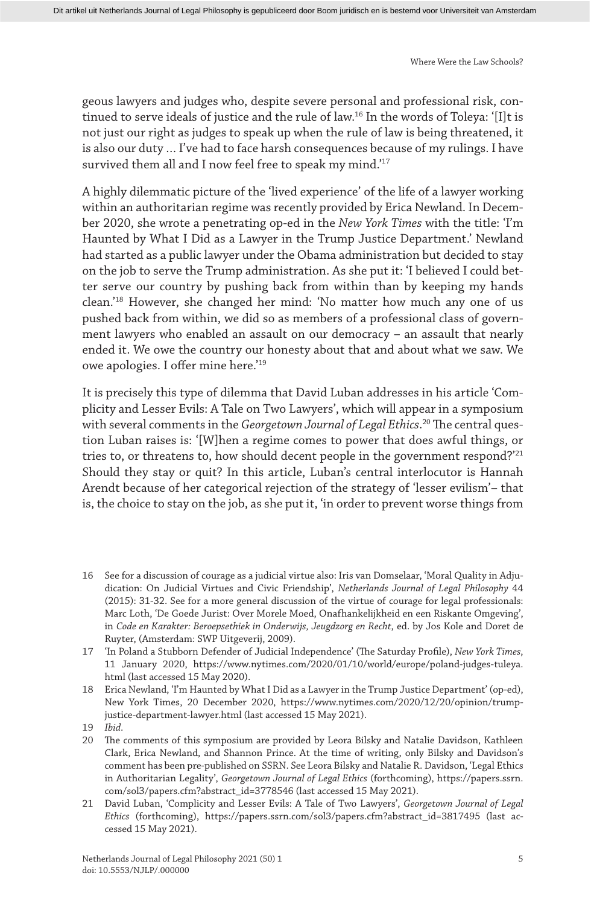geous lawyers and judges who, despite severe personal and professional risk, continued to serve ideals of justice and the rule of law.[16] In the words of Toleya: '[I]t is not just our right as judges to speak up when the rule of law is being threatened, it is also our duty … I've had to face harsh consequences because of my rulings. I have survived them all and I now feel free to speak my mind.'[17]

A highly dilemmatic picture of the 'lived experience' of the life of a lawyer working within an authoritarian regime was recently provided by Erica Newland. In December 2020, she wrote a penetrating op-ed in the *New York Times* with the title: 'I'm Haunted by What I Did as a Lawyer in the Trump Justice Department.' Newland had started as a public lawyer under the Obama administration but decided to stay on the job to serve the Trump administration. As she put it: 'I believed I could better serve our country by pushing back from within than by keeping my hands clean.'[18] However, she changed her mind: 'No matter how much any one of us pushed back from within, we did so as members of a professional class of government lawyers who enabled an assault on our democracy – an assault that nearly ended it. We owe the country our honesty about that and about what we saw. We owe apologies. I offer mine here.'[19]

It is precisely this type of dilemma that David Luban addresses in his article 'Complicity and Lesser Evils: A Tale on Two Lawyers', which will appear in a symposium with several comments in the *Georgetown Journal of Legal Ethics*.[20] The central question Luban raises is: '[W]hen a regime comes to power that does awful things, or tries to, or threatens to, how should decent people in the government respond?'[21] Should they stay or quit? In this article, Luban's central interlocutor is Hannah Arendt because of her categorical rejection of the strategy of 'lesser evilism'– that is, the choice to stay on the job, as she put it, 'in order to prevent worse things from

---

16 See for a discussion of courage as a judicial virtue also: Iris van Domselaar, 'Moral Quality in Adjudication: On Judicial Virtues and Civic Friendship', *Netherlands Journal of Legal Philosophy* 44 (2015): 31-32. See for a more general discussion of the virtue of courage for legal professionals: Marc Loth, 'De Goede Jurist: Over Morele Moed, Onafhankelijkheid en een Riskante Omgeving', in *Code en Karakter: Beroepsethiek in Onderwijs, Jeugdzorg en Recht*, ed. by Jos Kole and Doret de Ruyter, (Amsterdam: SWP Uitgeverij, 2009).

17 'In Poland a Stubborn Defender of Judicial Independence' (The Saturday Profile), *New York Times*, 11 January 2020, https://www.nytimes.com/2020/01/10/world/europe/poland-judges-tuleya.html (last accessed 15 May 2020).

18 Erica Newland, 'I'm Haunted by What I Did as a Lawyer in the Trump Justice Department' (op-ed), New York Times, 20 December 2020, https://www.nytimes.com/2020/12/20/opinion/trump-justice-department-lawyer.html (last accessed 15 May 2021).

19 *Ibid.*

20 The comments of this symposium are provided by Leora Bilsky and Natalie Davidson, Kathleen Clark, Erica Newland, and Shannon Prince. At the time of writing, only Bilsky and Davidson's comment has been pre-published on SSRN. See Leora Bilsky and Natalie R. Davidson, 'Legal Ethics in Authoritarian Legality', *Georgetown Journal of Legal Ethics* (forthcoming), https://papers.ssrn.com/sol3/papers.cfm?abstract_id=3778546 (last accessed 15 May 2021).

21 David Luban, 'Complicity and Lesser Evils: A Tale of Two Lawyers', *Georgetown Journal of Legal Ethics* (forthcoming), https://papers.ssrn.com/sol3/papers.cfm?abstract_id=3817495 (last accessed 15 May 2021).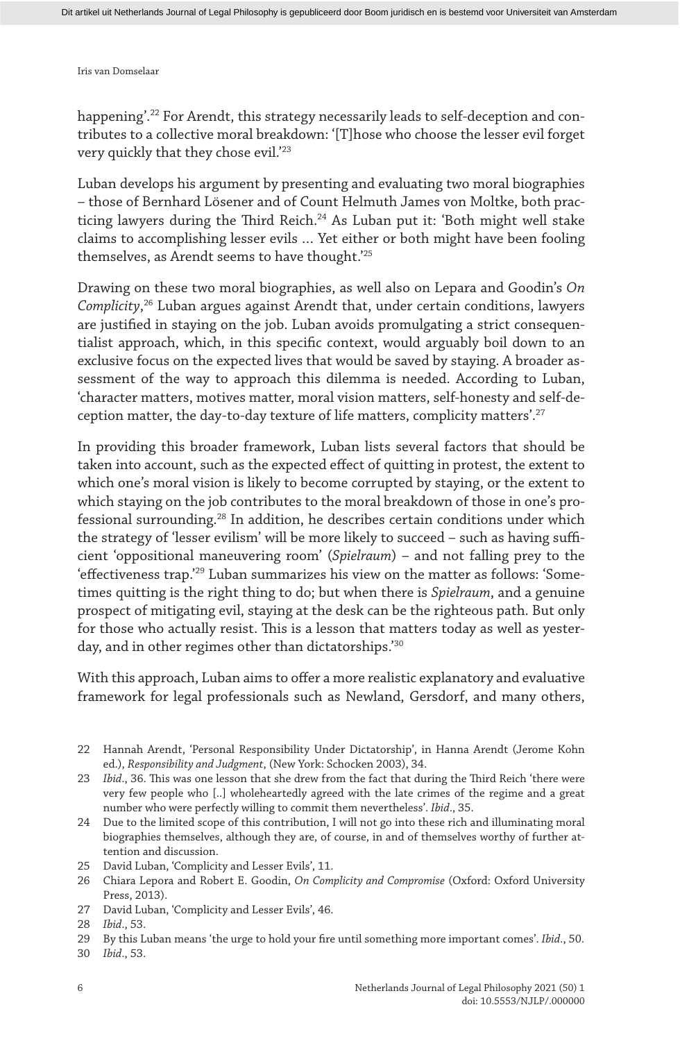happening'.[22] For Arendt, this strategy necessarily leads to self-deception and contributes to a collective moral breakdown: '[T]hose who choose the lesser evil forget very quickly that they chose evil.'[23]

Luban develops his argument by presenting and evaluating two moral biographies – those of Bernhard Lösener and of Count Helmuth James von Moltke, both practicing lawyers during the Third Reich.[24] As Luban put it: 'Both might well stake claims to accomplishing lesser evils … Yet either or both might have been fooling themselves, as Arendt seems to have thought.'[25]

Drawing on these two moral biographies, as well also on Lepara and Goodin's *On Complicity*,[26] Luban argues against Arendt that, under certain conditions, lawyers are justified in staying on the job. Luban avoids promulgating a strict consequentialist approach, which, in this specific context, would arguably boil down to an exclusive focus on the expected lives that would be saved by staying. A broader assessment of the way to approach this dilemma is needed. According to Luban, 'character matters, motives matter, moral vision matters, self-honesty and self-deception matter, the day-to-day texture of life matters, complicity matters'.[27]

In providing this broader framework, Luban lists several factors that should be taken into account, such as the expected effect of quitting in protest, the extent to which one's moral vision is likely to become corrupted by staying, or the extent to which staying on the job contributes to the moral breakdown of those in one's professional surrounding.[28] In addition, he describes certain conditions under which the strategy of 'lesser evilism' will be more likely to succeed – such as having sufficient 'oppositional maneuvering room' (*Spielraum*) – and not falling prey to the 'effectiveness trap.'[29] Luban summarizes his view on the matter as follows: 'Sometimes quitting is the right thing to do; but when there is *Spielraum*, and a genuine prospect of mitigating evil, staying at the desk can be the righteous path. But only for those who actually resist. This is a lesson that matters today as well as yesterday, and in other regimes other than dictatorships.'[30]

With this approach, Luban aims to offer a more realistic explanatory and evaluative framework for legal professionals such as Newland, Gersdorf, and many others,

22 Hannah Arendt, 'Personal Responsibility Under Dictatorship', in Hanna Arendt (Jerome Kohn ed.), *Responsibility and Judgment*, (New York: Schocken 2003), 34.

23 *Ibid*., 36. This was one lesson that she drew from the fact that during the Third Reich 'there were very few people who [..] wholeheartedly agreed with the late crimes of the regime and a great number who were perfectly willing to commit them nevertheless'. *Ibid*., 35.

24 Due to the limited scope of this contribution, I will not go into these rich and illuminating moral biographies themselves, although they are, of course, in and of themselves worthy of further attention and discussion.

25 David Luban, 'Complicity and Lesser Evils', 11.

26 Chiara Lepora and Robert E. Goodin, *On Complicity and Compromise* (Oxford: Oxford University Press, 2013).

27 David Luban, 'Complicity and Lesser Evils', 46.

28 *Ibid*., 53.

29 By this Luban means 'the urge to hold your fire until something more important comes'. *Ibid*., 50.

30 *Ibid*., 53.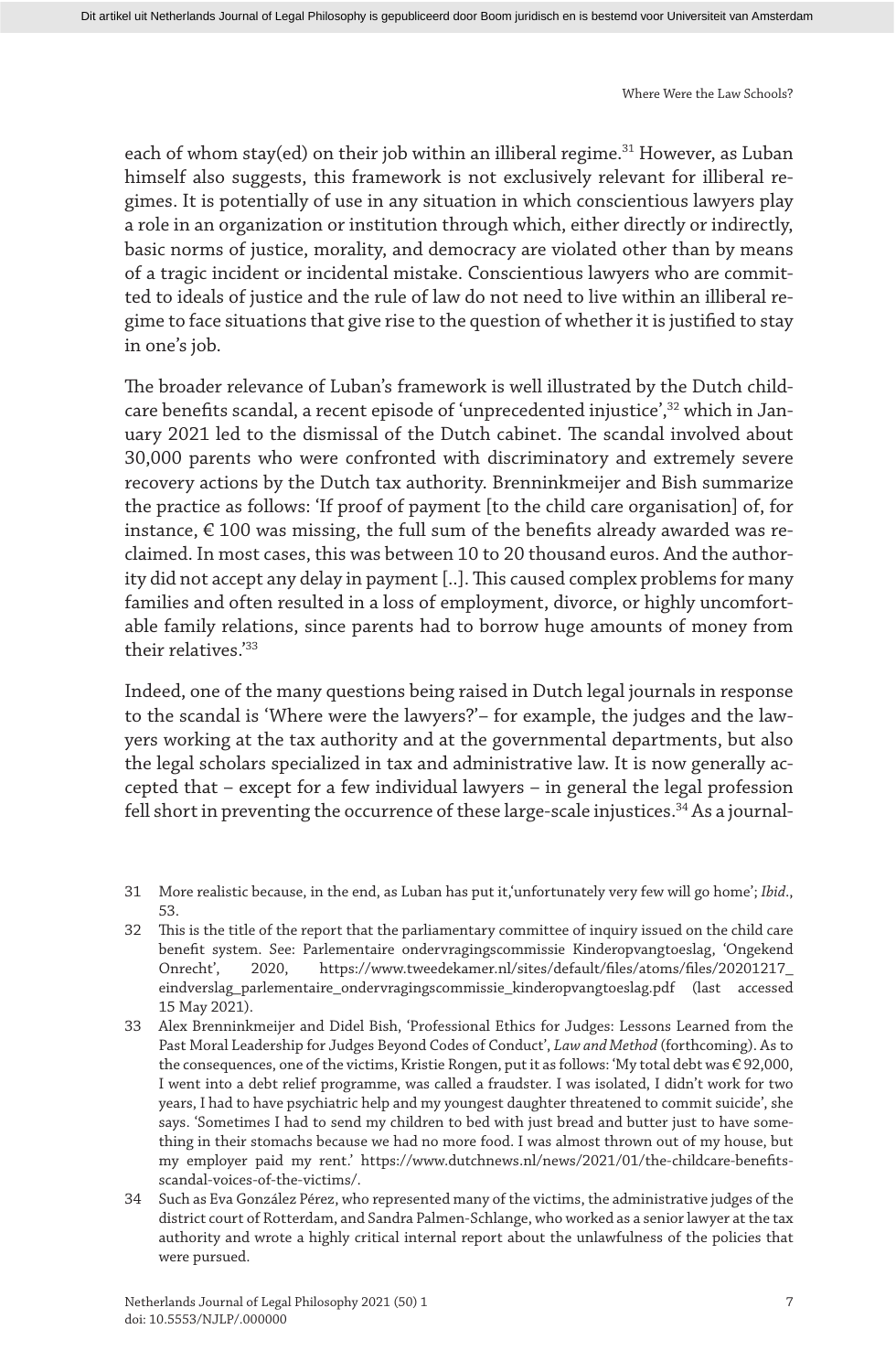each of whom stay(ed) on their job within an illiberal regime.[31] However, as Luban himself also suggests, this framework is not exclusively relevant for illiberal regimes. It is potentially of use in any situation in which conscientious lawyers play a role in an organization or institution through which, either directly or indirectly, basic norms of justice, morality, and democracy are violated other than by means of a tragic incident or incidental mistake. Conscientious lawyers who are committed to ideals of justice and the rule of law do not need to live within an illiberal regime to face situations that give rise to the question of whether it is justified to stay in one's job.

The broader relevance of Luban's framework is well illustrated by the Dutch childcare benefits scandal, a recent episode of 'unprecedented injustice',[32] which in January 2021 led to the dismissal of the Dutch cabinet. The scandal involved about 30,000 parents who were confronted with discriminatory and extremely severe recovery actions by the Dutch tax authority. Brenninkmeijer and Bish summarize the practice as follows: 'If proof of payment [to the child care organisation] of, for instance, € 100 was missing, the full sum of the benefits already awarded was reclaimed. In most cases, this was between 10 to 20 thousand euros. And the authority did not accept any delay in payment [..]. This caused complex problems for many families and often resulted in a loss of employment, divorce, or highly uncomfortable family relations, since parents had to borrow huge amounts of money from their relatives.'[33]

Indeed, one of the many questions being raised in Dutch legal journals in response to the scandal is 'Where were the lawyers?'– for example, the judges and the lawyers working at the tax authority and at the governmental departments, but also the legal scholars specialized in tax and administrative law. It is now generally accepted that – except for a few individual lawyers – in general the legal profession fell short in preventing the occurrence of these large-scale injustices.[34] As a journal-

31 More realistic because, in the end, as Luban has put it,'unfortunately very few will go home'; *Ibid*., 53.

32 This is the title of the report that the parliamentary committee of inquiry issued on the child care benefit system. See: Parlementaire ondervragingscommissie Kinderopvangtoeslag, 'Ongekend Onrecht', 2020, https://www.tweedekamer.nl/sites/default/files/atoms/files/20201217_eindverslag_parlementaire_ondervragingscommissie_kinderopvangtoeslag.pdf (last accessed 15 May 2021).

33 Alex Brenninkmeijer and Didel Bish, 'Professional Ethics for Judges: Lessons Learned from the Past Moral Leadership for Judges Beyond Codes of Conduct', *Law and Method* (forthcoming). As to the consequences, one of the victims, Kristie Rongen, put it as follows: 'My total debt was € 92,000, I went into a debt relief programme, was called a fraudster. I was isolated, I didn't work for two years, I had to have psychiatric help and my youngest daughter threatened to commit suicide', she says. 'Sometimes I had to send my children to bed with just bread and butter just to have something in their stomachs because we had no more food. I was almost thrown out of my house, but my employer paid my rent.' https://www.dutchnews.nl/news/2021/01/the-childcare-benefits-scandal-voices-of-the-victims/.

34 Such as Eva González Pérez, who represented many of the victims, the administrative judges of the district court of Rotterdam, and Sandra Palmen-Schlange, who worked as a senior lawyer at the tax authority and wrote a highly critical internal report about the unlawfulness of the policies that were pursued.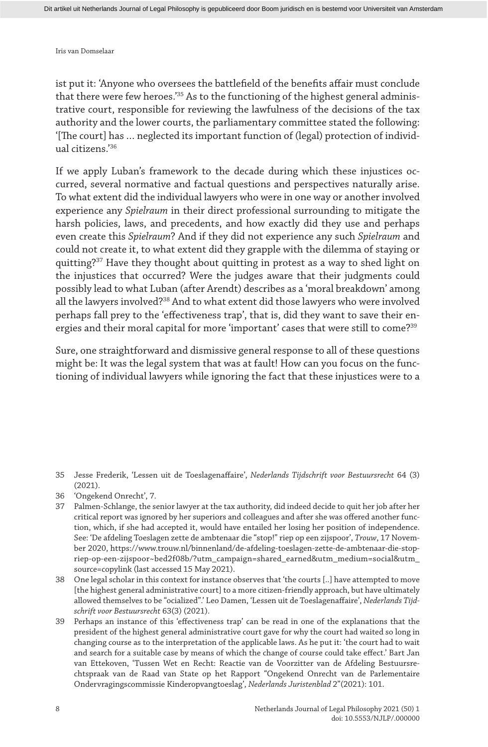ist put it: 'Anyone who oversees the battlefield of the benefits affair must conclude that there were few heroes.'[35] As to the functioning of the highest general administrative court, responsible for reviewing the lawfulness of the decisions of the tax authority and the lower courts, the parliamentary committee stated the following: '[The court] has … neglected its important function of (legal) protection of individual citizens.'[36]

If we apply Luban's framework to the decade during which these injustices occurred, several normative and factual questions and perspectives naturally arise. To what extent did the individual lawyers who were in one way or another involved experience any *Spielraum* in their direct professional surrounding to mitigate the harsh policies, laws, and precedents, and how exactly did they use and perhaps even create this *Spielraum*? And if they did not experience any such *Spielraum* and could not create it, to what extent did they grapple with the dilemma of staying or quitting?[37] Have they thought about quitting in protest as a way to shed light on the injustices that occurred? Were the judges aware that their judgments could possibly lead to what Luban (after Arendt) describes as a 'moral breakdown' among all the lawyers involved?[38] And to what extent did those lawyers who were involved perhaps fall prey to the 'effectiveness trap', that is, did they want to save their energies and their moral capital for more 'important' cases that were still to come?[39]

Sure, one straightforward and dismissive general response to all of these questions might be: It was the legal system that was at fault! How can you focus on the functioning of individual lawyers while ignoring the fact that these injustices were to a

---

35 Jesse Frederik, 'Lessen uit de Toeslagenaffaire', *Nederlands Tijdschrift voor Bestuursrecht* 64 (3) (2021).

36 'Ongekend Onrecht', 7.

37 Palmen-Schlange, the senior lawyer at the tax authority, did indeed decide to quit her job after her critical report was ignored by her superiors and colleagues and after she was offered another function, which, if she had accepted it, would have entailed her losing her position of independence. See: 'De afdeling Toeslagen zette de ambtenaar die "stop!" riep op een zijspoor', *Trouw*, 17 November 2020, https://www.trouw.nl/binnenland/de-afdeling-toeslagen-zette-de-ambtenaar-die-stop-riep-op-een-zijspoor~bed2f08b/?utm_campaign=shared_earned&utm_medium=social&utm_source=copylink (last accessed 15 May 2021).

38 One legal scholar in this context for instance observes that 'the courts [..] have attempted to move [the highest general administrative court] to a more citizen-friendly approach, but have ultimately allowed themselves to be "ocialized".' Leo Damen, 'Lessen uit de Toeslagenaffaire', *Nederlands Tijdschrift voor Bestuursrecht* 63(3) (2021).

39 Perhaps an instance of this 'effectiveness trap' can be read in one of the explanations that the president of the highest general administrative court gave for why the court had waited so long in changing course as to the interpretation of the applicable laws. As he put it: 'the court had to wait and search for a suitable case by means of which the change of course could take effect.' Bart Jan van Ettekoven, 'Tussen Wet en Recht: Reactie van de Voorzitter van de Afdeling Bestuursrechtspraak van de Raad van State op het Rapport "Ongekend Onrecht van de Parlementaire Ondervragingscommissie Kinderopvangtoeslag', *Nederlands Juristenblad* 2"(2021): 101.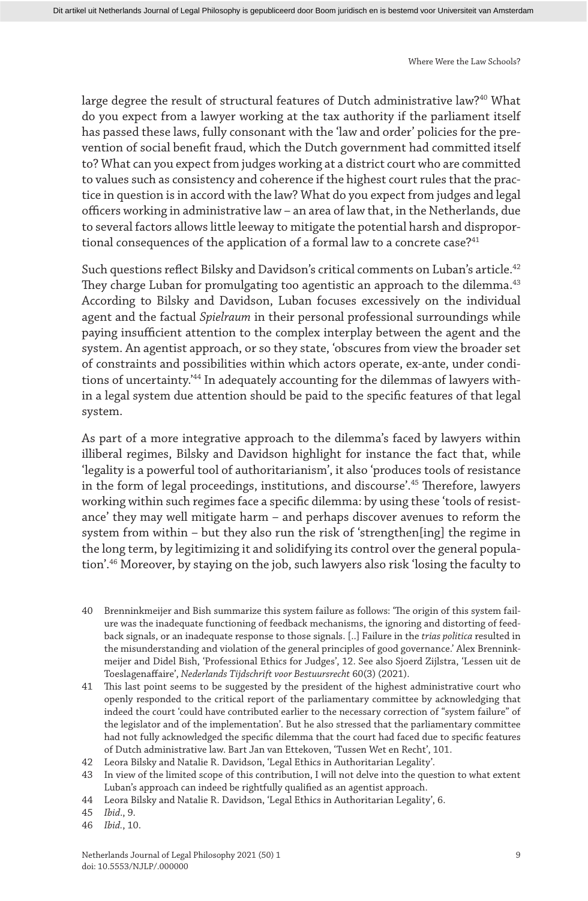large degree the result of structural features of Dutch administrative law?[40] What do you expect from a lawyer working at the tax authority if the parliament itself has passed these laws, fully consonant with the 'law and order' policies for the prevention of social benefit fraud, which the Dutch government had committed itself to? What can you expect from judges working at a district court who are committed to values such as consistency and coherence if the highest court rules that the practice in question is in accord with the law? What do you expect from judges and legal officers working in administrative law – an area of law that, in the Netherlands, due to several factors allows little leeway to mitigate the potential harsh and disproportional consequences of the application of a formal law to a concrete case?[41]

Such questions reflect Bilsky and Davidson's critical comments on Luban's article.[42] They charge Luban for promulgating too agentistic an approach to the dilemma.[43] According to Bilsky and Davidson, Luban focuses excessively on the individual agent and the factual *Spielraum* in their personal professional surroundings while paying insufficient attention to the complex interplay between the agent and the system. An agentist approach, or so they state, 'obscures from view the broader set of constraints and possibilities within which actors operate, ex-ante, under conditions of uncertainty.'[44] In adequately accounting for the dilemmas of lawyers within a legal system due attention should be paid to the specific features of that legal system.

As part of a more integrative approach to the dilemma's faced by lawyers within illiberal regimes, Bilsky and Davidson highlight for instance the fact that, while 'legality is a powerful tool of authoritarianism', it also 'produces tools of resistance in the form of legal proceedings, institutions, and discourse'.[45] Therefore, lawyers working within such regimes face a specific dilemma: by using these 'tools of resistance' they may well mitigate harm – and perhaps discover avenues to reform the system from within – but they also run the risk of 'strengthen[ing] the regime in the long term, by legitimizing it and solidifying its control over the general population'.[46] Moreover, by staying on the job, such lawyers also risk 'losing the faculty to

---

40 Brenninkmeijer and Bish summarize this system failure as follows: 'The origin of this system failure was the inadequate functioning of feedback mechanisms, the ignoring and distorting of feedback signals, or an inadequate response to those signals. [..] Failure in the *trias politica* resulted in the misunderstanding and violation of the general principles of good governance.' Alex Brenninkmeijer and Didel Bish, 'Professional Ethics for Judges', 12. See also Sjoerd Zijlstra, 'Lessen uit de Toeslagenaffaire', *Nederlands Tijdschrift voor Bestuursrecht* 60(3) (2021).

41 This last point seems to be suggested by the president of the highest administrative court who openly responded to the critical report of the parliamentary committee by acknowledging that indeed the court 'could have contributed earlier to the necessary correction of "system failure" of the legislator and of the implementation'. But he also stressed that the parliamentary committee had not fully acknowledged the specific dilemma that the court had faced due to specific features of Dutch administrative law. Bart Jan van Ettekoven, 'Tussen Wet en Recht', 101.

42 Leora Bilsky and Natalie R. Davidson, 'Legal Ethics in Authoritarian Legality'.

43 In view of the limited scope of this contribution, I will not delve into the question to what extent Luban's approach can indeed be rightfully qualified as an agentist approach.

44 Leora Bilsky and Natalie R. Davidson, 'Legal Ethics in Authoritarian Legality', 6.

45 *Ibid*., 9.

46 *Ibid*., 10.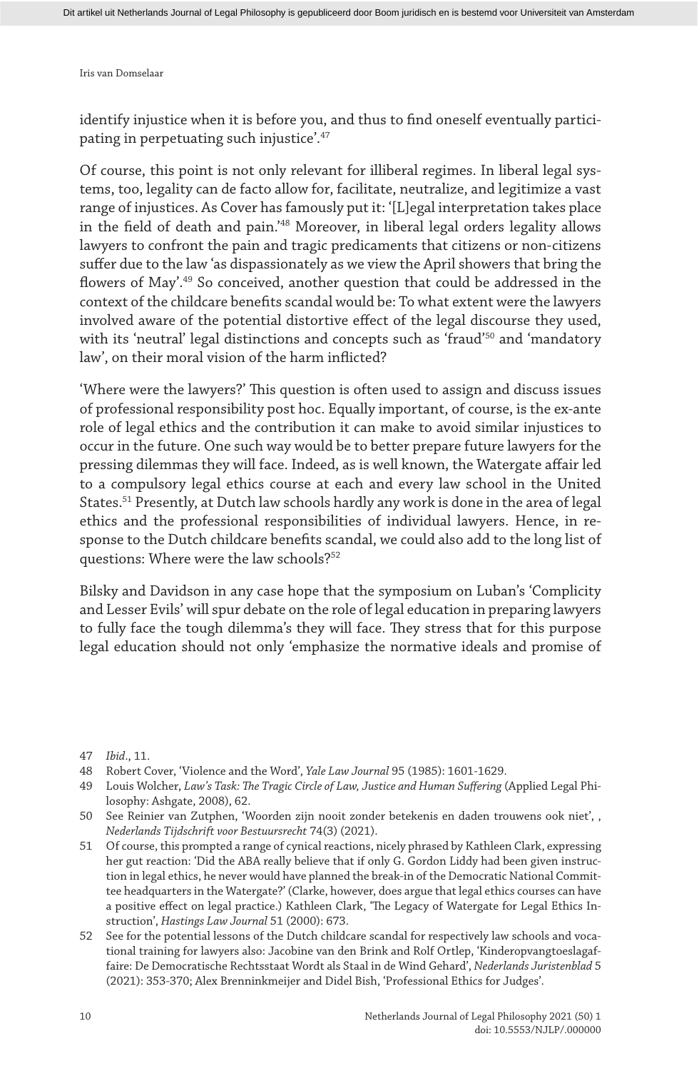identify injustice when it is before you, and thus to find oneself eventually participating in perpetuating such injustice'.[47]

Of course, this point is not only relevant for illiberal regimes. In liberal legal systems, too, legality can de facto allow for, facilitate, neutralize, and legitimize a vast range of injustices. As Cover has famously put it: '[L]egal interpretation takes place in the field of death and pain.'[48] Moreover, in liberal legal orders legality allows lawyers to confront the pain and tragic predicaments that citizens or non-citizens suffer due to the law 'as dispassionately as we view the April showers that bring the flowers of May'.[49] So conceived, another question that could be addressed in the context of the childcare benefits scandal would be: To what extent were the lawyers involved aware of the potential distortive effect of the legal discourse they used, with its 'neutral' legal distinctions and concepts such as 'fraud'[50] and 'mandatory law', on their moral vision of the harm inflicted?

'Where were the lawyers?' This question is often used to assign and discuss issues of professional responsibility post hoc. Equally important, of course, is the ex-ante role of legal ethics and the contribution it can make to avoid similar injustices to occur in the future. One such way would be to better prepare future lawyers for the pressing dilemmas they will face. Indeed, as is well known, the Watergate affair led to a compulsory legal ethics course at each and every law school in the United States.[51] Presently, at Dutch law schools hardly any work is done in the area of legal ethics and the professional responsibilities of individual lawyers. Hence, in response to the Dutch childcare benefits scandal, we could also add to the long list of questions: Where were the law schools?[52]

Bilsky and Davidson in any case hope that the symposium on Luban's 'Complicity and Lesser Evils' will spur debate on the role of legal education in preparing lawyers to fully face the tough dilemma's they will face. They stress that for this purpose legal education should not only 'emphasize the normative ideals and promise of

47 *Ibid*., 11.

48 Robert Cover, 'Violence and the Word', *Yale Law Journal* 95 (1985): 1601-1629.

49 Louis Wolcher, *Law's Task: The Tragic Circle of Law, Justice and Human Suffering* (Applied Legal Philosophy: Ashgate, 2008), 62.

50 See Reinier van Zutphen, 'Woorden zijn nooit zonder betekenis en daden trouwens ook niet', , *Nederlands Tijdschrift voor Bestuursrecht* 74(3) (2021).

51 Of course, this prompted a range of cynical reactions, nicely phrased by Kathleen Clark, expressing her gut reaction: 'Did the ABA really believe that if only G. Gordon Liddy had been given instruction in legal ethics, he never would have planned the break-in of the Democratic National Committee headquarters in the Watergate?' (Clarke, however, does argue that legal ethics courses can have a positive effect on legal practice.) Kathleen Clark, 'The Legacy of Watergate for Legal Ethics Instruction', *Hastings Law Journal* 51 (2000): 673.

52 See for the potential lessons of the Dutch childcare scandal for respectively law schools and vocational training for lawyers also: Jacobine van den Brink and Rolf Ortlep, 'Kinderopvangtoeslagaffaire: De Democratische Rechtsstaat Wordt als Staal in de Wind Gehard', *Nederlands Juristenblad* 5 (2021): 353-370; Alex Brenninkmeijer and Didel Bish, 'Professional Ethics for Judges'.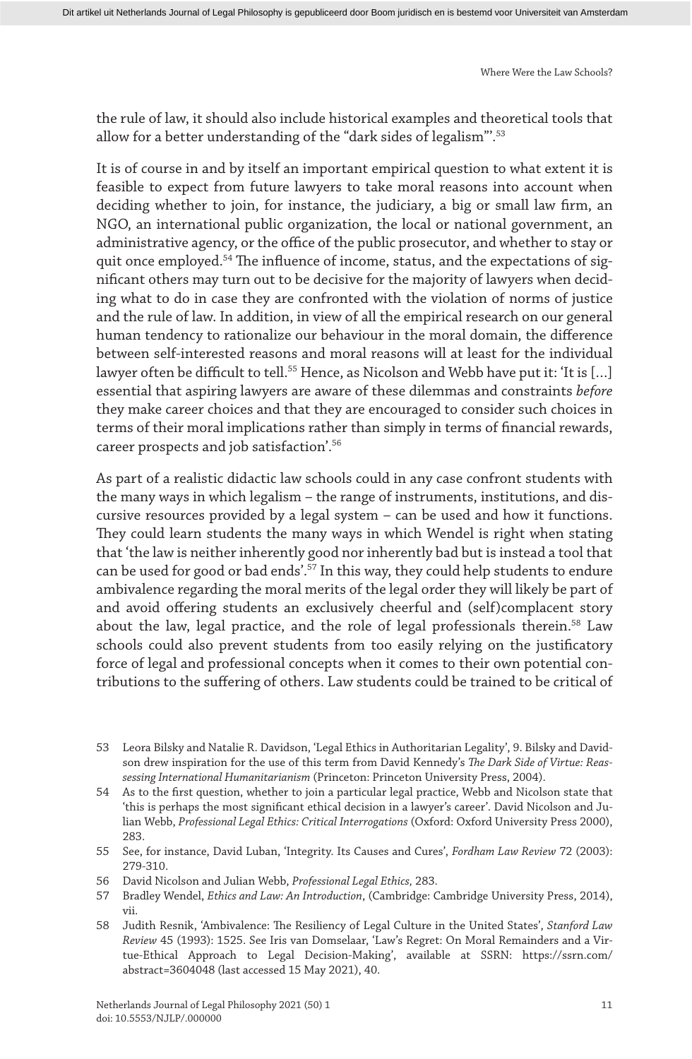the rule of law, it should also include historical examples and theoretical tools that allow for a better understanding of the "dark sides of legalism"'.[53]

It is of course in and by itself an important empirical question to what extent it is feasible to expect from future lawyers to take moral reasons into account when deciding whether to join, for instance, the judiciary, a big or small law firm, an NGO, an international public organization, the local or national government, an administrative agency, or the office of the public prosecutor, and whether to stay or quit once employed.[54] The influence of income, status, and the expectations of significant others may turn out to be decisive for the majority of lawyers when deciding what to do in case they are confronted with the violation of norms of justice and the rule of law. In addition, in view of all the empirical research on our general human tendency to rationalize our behaviour in the moral domain, the difference between self-interested reasons and moral reasons will at least for the individual lawyer often be difficult to tell.[55] Hence, as Nicolson and Webb have put it: 'It is [...] essential that aspiring lawyers are aware of these dilemmas and constraints *before* they make career choices and that they are encouraged to consider such choices in terms of their moral implications rather than simply in terms of financial rewards, career prospects and job satisfaction'.[56]

As part of a realistic didactic law schools could in any case confront students with the many ways in which legalism – the range of instruments, institutions, and discursive resources provided by a legal system – can be used and how it functions. They could learn students the many ways in which Wendel is right when stating that 'the law is neither inherently good nor inherently bad but is instead a tool that can be used for good or bad ends'.[57] In this way, they could help students to endure ambivalence regarding the moral merits of the legal order they will likely be part of and avoid offering students an exclusively cheerful and (self)complacent story about the law, legal practice, and the role of legal professionals therein.[58] Law schools could also prevent students from too easily relying on the justificatory force of legal and professional concepts when it comes to their own potential contributions to the suffering of others. Law students could be trained to be critical of

53 Leora Bilsky and Natalie R. Davidson, 'Legal Ethics in Authoritarian Legality', 9. Bilsky and Davidson drew inspiration for the use of this term from David Kennedy's *The Dark Side of Virtue: Reassessing International Humanitarianism* (Princeton: Princeton University Press, 2004).

54 As to the first question, whether to join a particular legal practice, Webb and Nicolson state that 'this is perhaps the most significant ethical decision in a lawyer's career'. David Nicolson and Julian Webb, *Professional Legal Ethics: Critical Interrogations* (Oxford: Oxford University Press 2000), 283.

55 See, for instance, David Luban, 'Integrity. Its Causes and Cures', *Fordham Law Review* 72 (2003): 279-310.

56 David Nicolson and Julian Webb, *Professional Legal Ethics,* 283.

57 Bradley Wendel, *Ethics and Law: An Introduction*, (Cambridge: Cambridge University Press, 2014), vii.

58 Judith Resnik, 'Ambivalence: The Resiliency of Legal Culture in the United States', *Stanford Law Review* 45 (1993): 1525. See Iris van Domselaar, 'Law's Regret: On Moral Remainders and a Virtue-Ethical Approach to Legal Decision-Making', available at SSRN: https://ssrn.com/abstract=3604048 (last accessed 15 May 2021), 40.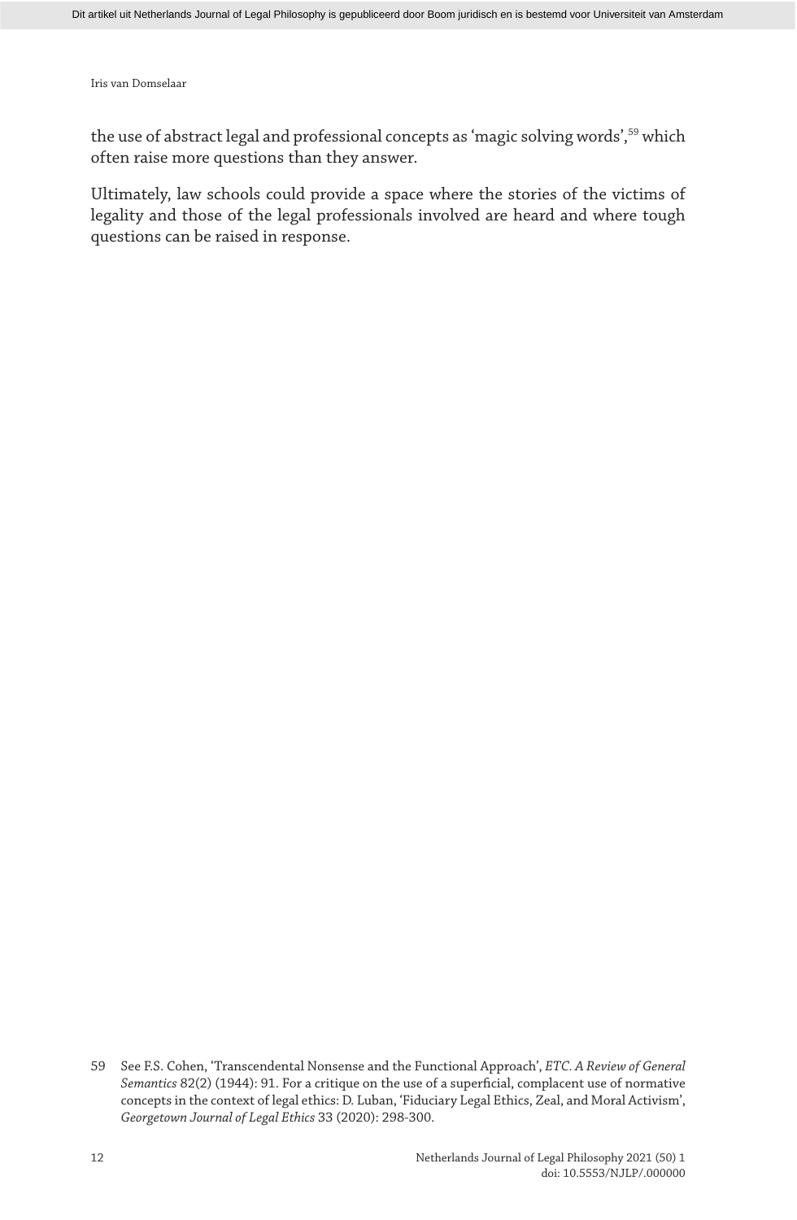the use of abstract legal and professional concepts as 'magic solving words',[59] which often raise more questions than they answer.

Ultimately, law schools could provide a space where the stories of the victims of legality and those of the legal professionals involved are heard and where tough questions can be raised in response.

59 See F.S. Cohen, 'Transcendental Nonsense and the Functional Approach', *ETC. A Review of General Semantics* 82(2) (1944): 91. For a critique on the use of a superficial, complacent use of normative concepts in the context of legal ethics: D. Luban, 'Fiduciary Legal Ethics, Zeal, and Moral Activism', *Georgetown Journal of Legal Ethics* 33 (2020): 298-300.